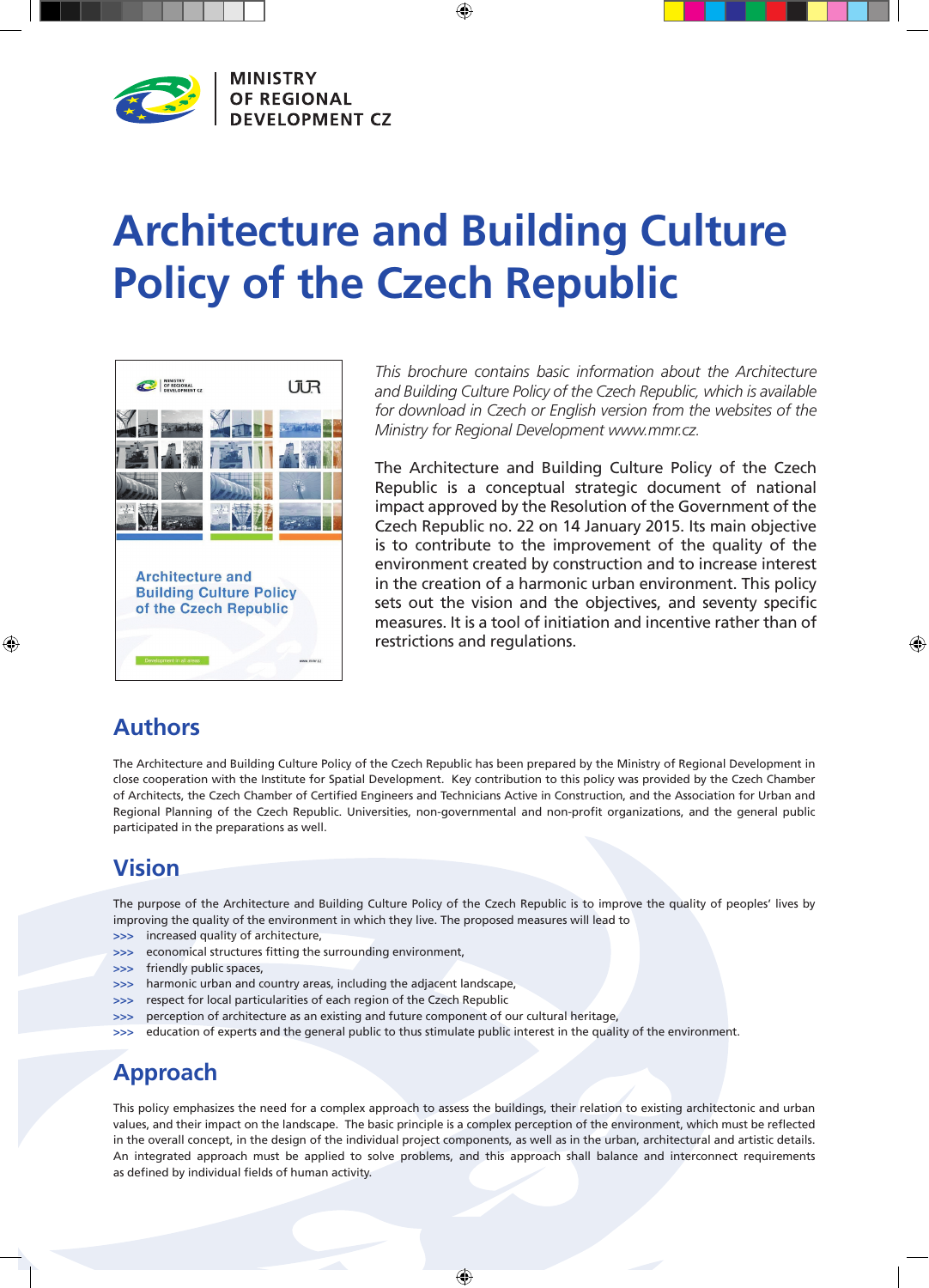MINISTRY
OF REGIONAL
DEVELOPMENT CZ

# Architecture and Building Culture Policy of the Czech Republic

*This brochure contains basic information about the Architecture and Building Culture Policy of the Czech Republic, which is available for download in Czech or English version from the websites of the Ministry for Regional Development www.mmr.cz.*

The Architecture and Building Culture Policy of the Czech Republic is a conceptual strategic document of national impact approved by the Resolution of the Government of the Czech Republic no. 22 on 14 January 2015. Its main objective is to contribute to the improvement of the quality of the environment created by construction and to increase interest in the creation of a harmonic urban environment. This policy sets out the vision and the objectives, and seventy specific measures. It is a tool of initiation and incentive rather than of restrictions and regulations.

## Authors

The Architecture and Building Culture Policy of the Czech Republic has been prepared by the Ministry of Regional Development in close cooperation with the Institute for Spatial Development. Key contribution to this policy was provided by the Czech Chamber of Architects, the Czech Chamber of Certified Engineers and Technicians Active in Construction, and the Association for Urban and Regional Planning of the Czech Republic. Universities, non-governmental and non-profit organizations, and the general public participated in the preparations as well.

## Vision

The purpose of the Architecture and Building Culture Policy of the Czech Republic is to improve the quality of peoples' lives by improving the quality of the environment in which they live. The proposed measures will lead to

>>> increased quality of architecture,
>>> economical structures fitting the surrounding environment,
>>> friendly public spaces,
>>> harmonic urban and country areas, including the adjacent landscape,
>>> respect for local particularities of each region of the Czech Republic
>>> perception of architecture as an existing and future component of our cultural heritage,
>>> education of experts and the general public to thus stimulate public interest in the quality of the environment.

## Approach

This policy emphasizes the need for a complex approach to assess the buildings, their relation to existing architectonic and urban values, and their impact on the landscape. The basic principle is a complex perception of the environment, which must be reflected in the overall concept, in the design of the individual project components, as well as in the urban, architectural and artistic details. An integrated approach must be applied to solve problems, and this approach shall balance and interconnect requirements as defined by individual fields of human activity.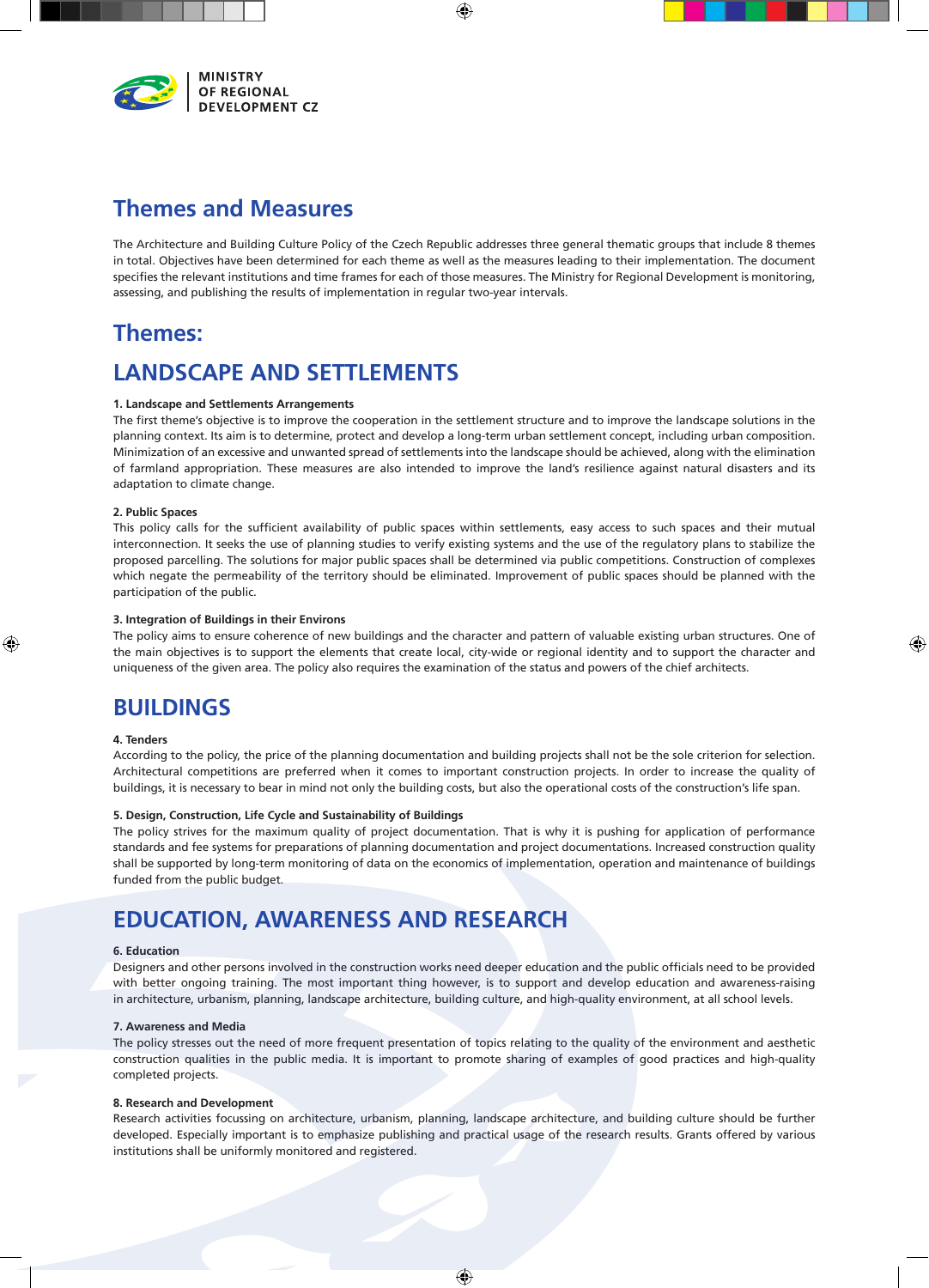MINISTRY
OF REGIONAL
DEVELOPMENT CZ

# Themes and Measures

The Architecture and Building Culture Policy of the Czech Republic addresses three general thematic groups that include 8 themes in total. Objectives have been determined for each theme as well as the measures leading to their implementation. The document specifies the relevant institutions and time frames for each of those measures. The Ministry for Regional Development is monitoring, assessing, and publishing the results of implementation in regular two-year intervals.

# Themes:

## LANDSCAPE AND SETTLEMENTS

**1. Landscape and Settlements Arrangements**

The first theme's objective is to improve the cooperation in the settlement structure and to improve the landscape solutions in the planning context. Its aim is to determine, protect and develop a long-term urban settlement concept, including urban composition. Minimization of an excessive and unwanted spread of settlements into the landscape should be achieved, along with the elimination of farmland appropriation. These measures are also intended to improve the land's resilience against natural disasters and its adaptation to climate change.

**2. Public Spaces**

This policy calls for the sufficient availability of public spaces within settlements, easy access to such spaces and their mutual interconnection. It seeks the use of planning studies to verify existing systems and the use of the regulatory plans to stabilize the proposed parcelling. The solutions for major public spaces shall be determined via public competitions. Construction of complexes which negate the permeability of the territory should be eliminated. Improvement of public spaces should be planned with the participation of the public.

**3. Integration of Buildings in their Environs**

The policy aims to ensure coherence of new buildings and the character and pattern of valuable existing urban structures. One of the main objectives is to support the elements that create local, city-wide or regional identity and to support the character and uniqueness of the given area. The policy also requires the examination of the status and powers of the chief architects.

## BUILDINGS

**4. Tenders**

According to the policy, the price of the planning documentation and building projects shall not be the sole criterion for selection. Architectural competitions are preferred when it comes to important construction projects. In order to increase the quality of buildings, it is necessary to bear in mind not only the building costs, but also the operational costs of the construction's life span.

**5. Design, Construction, Life Cycle and Sustainability of Buildings**

The policy strives for the maximum quality of project documentation. That is why it is pushing for application of performance standards and fee systems for preparations of planning documentation and project documentations. Increased construction quality shall be supported by long-term monitoring of data on the economics of implementation, operation and maintenance of buildings funded from the public budget.

## EDUCATION, AWARENESS AND RESEARCH

**6. Education**

Designers and other persons involved in the construction works need deeper education and the public officials need to be provided with better ongoing training. The most important thing however, is to support and develop education and awareness-raising in architecture, urbanism, planning, landscape architecture, building culture, and high-quality environment, at all school levels.

**7. Awareness and Media**

The policy stresses out the need of more frequent presentation of topics relating to the quality of the environment and aesthetic construction qualities in the public media. It is important to promote sharing of examples of good practices and high-quality completed projects.

**8. Research and Development**

Research activities focussing on architecture, urbanism, planning, landscape architecture, and building culture should be further developed. Especially important is to emphasize publishing and practical usage of the research results. Grants offered by various institutions shall be uniformly monitored and registered.